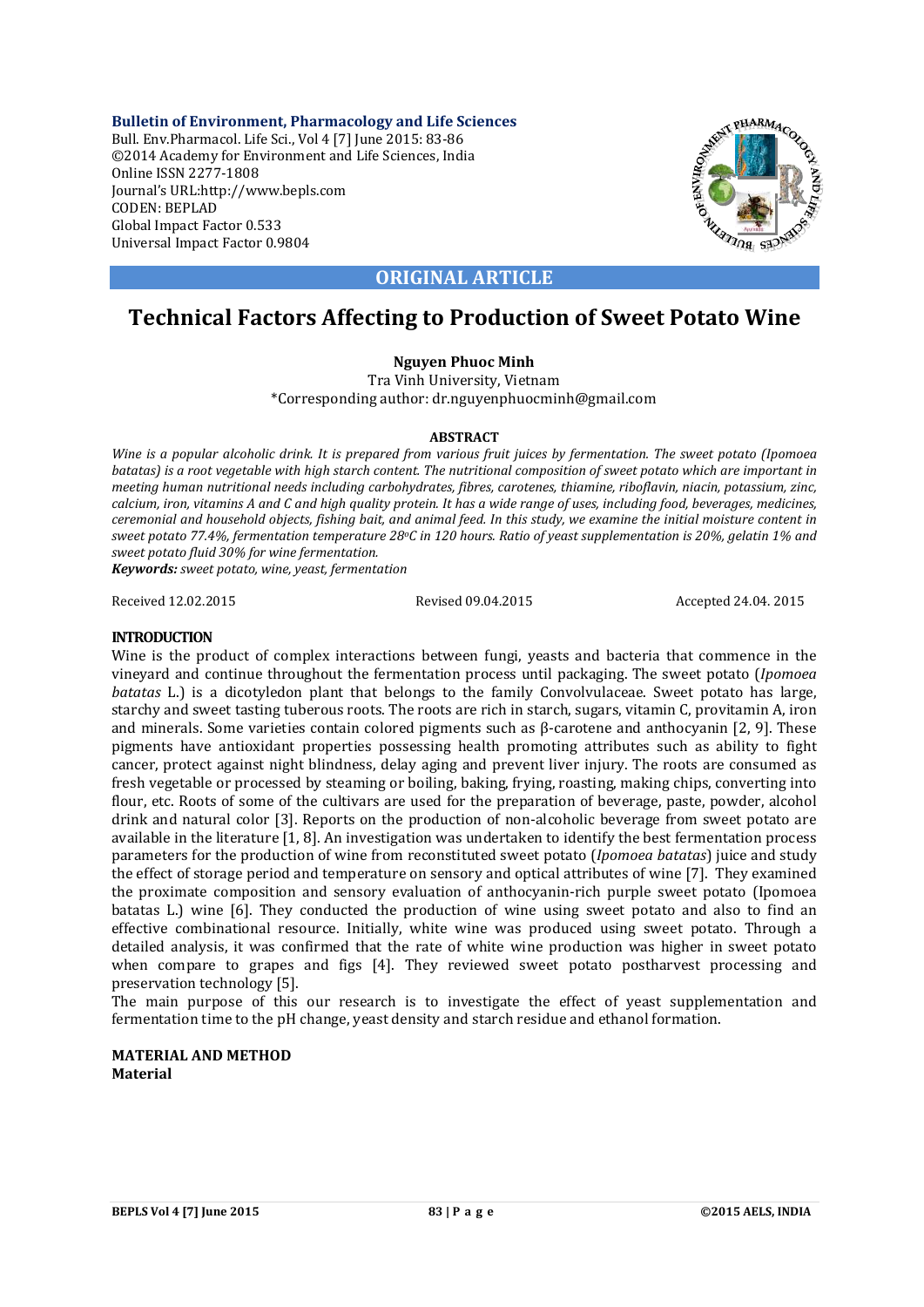Bulletin of Environment, Pharmacology and Life Sciences
Bull. Env.Pharmacol. Life Sci., Vol 4 [7] June 2015: 83-86
©2014 Academy for Environment and Life Sciences, India
Online ISSN 2277-1808
Journal's URL:http://www.bepls.com
CODEN: BEPLAD
Global Impact Factor 0.533
Universal Impact Factor 0.9804

**ORIGINAL ARTICLE**

# Technical Factors Affecting to Production of Sweet Potato Wine

**Nguyen Phuoc Minh**
Tra Vinh University, Vietnam
*Corresponding author: dr.nguyenphuocminh@gmail.com

**ABSTRACT**

*Wine is a popular alcoholic drink. It is prepared from various fruit juices by fermentation. The sweet potato (Ipomoea batatas) is a root vegetable with high starch content. The nutritional composition of sweet potato which are important in meeting human nutritional needs including carbohydrates, fibres, carotenes, thiamine, riboflavin, niacin, potassium, zinc, calcium, iron, vitamins A and C and high quality protein. It has a wide range of uses, including food, beverages, medicines, ceremonial and household objects, fishing bait, and animal feed. In this study, we examine the initial moisture content in sweet potato 77.4%, fermentation temperature 28$^o$C in 120 hours. Ratio of yeast supplementation is 20%, gelatin 1% and sweet potato fluid 30% for wine fermentation.*

***Keywords:*** *sweet potato, wine, yeast, fermentation*

Received 12.02.2015 Revised 09.04.2015 Accepted 24.04. 2015

## INTRODUCTION

Wine is the product of complex interactions between fungi, yeasts and bacteria that commence in the vineyard and continue throughout the fermentation process until packaging. The sweet potato (*Ipomoea batatas* L.) is a dicotyledon plant that belongs to the family Convolvulaceae. Sweet potato has large, starchy and sweet tasting tuberous roots. The roots are rich in starch, sugars, vitamin C, provitamin A, iron and minerals. Some varieties contain colored pigments such as β-carotene and anthocyanin [2, 9]. These pigments have antioxidant properties possessing health promoting attributes such as ability to fight cancer, protect against night blindness, delay aging and prevent liver injury. The roots are consumed as fresh vegetable or processed by steaming or boiling, baking, frying, roasting, making chips, converting into flour, etc. Roots of some of the cultivars are used for the preparation of beverage, paste, powder, alcohol drink and natural color [3]. Reports on the production of non-alcoholic beverage from sweet potato are available in the literature [1, 8]. An investigation was undertaken to identify the best fermentation process parameters for the production of wine from reconstituted sweet potato (*Ipomoea batatas*) juice and study the effect of storage period and temperature on sensory and optical attributes of wine [7]. They examined the proximate composition and sensory evaluation of anthocyanin-rich purple sweet potato (Ipomoea batatas L.) wine [6]. They conducted the production of wine using sweet potato and also to find an effective combinational resource. Initially, white wine was produced using sweet potato. Through a detailed analysis, it was confirmed that the rate of white wine production was higher in sweet potato when compare to grapes and figs [4]. They reviewed sweet potato postharvest processing and preservation technology [5].

The main purpose of this our research is to investigate the effect of yeast supplementation and fermentation time to the pH change, yeast density and starch residue and ethanol formation.

## MATERIAL AND METHOD

### Material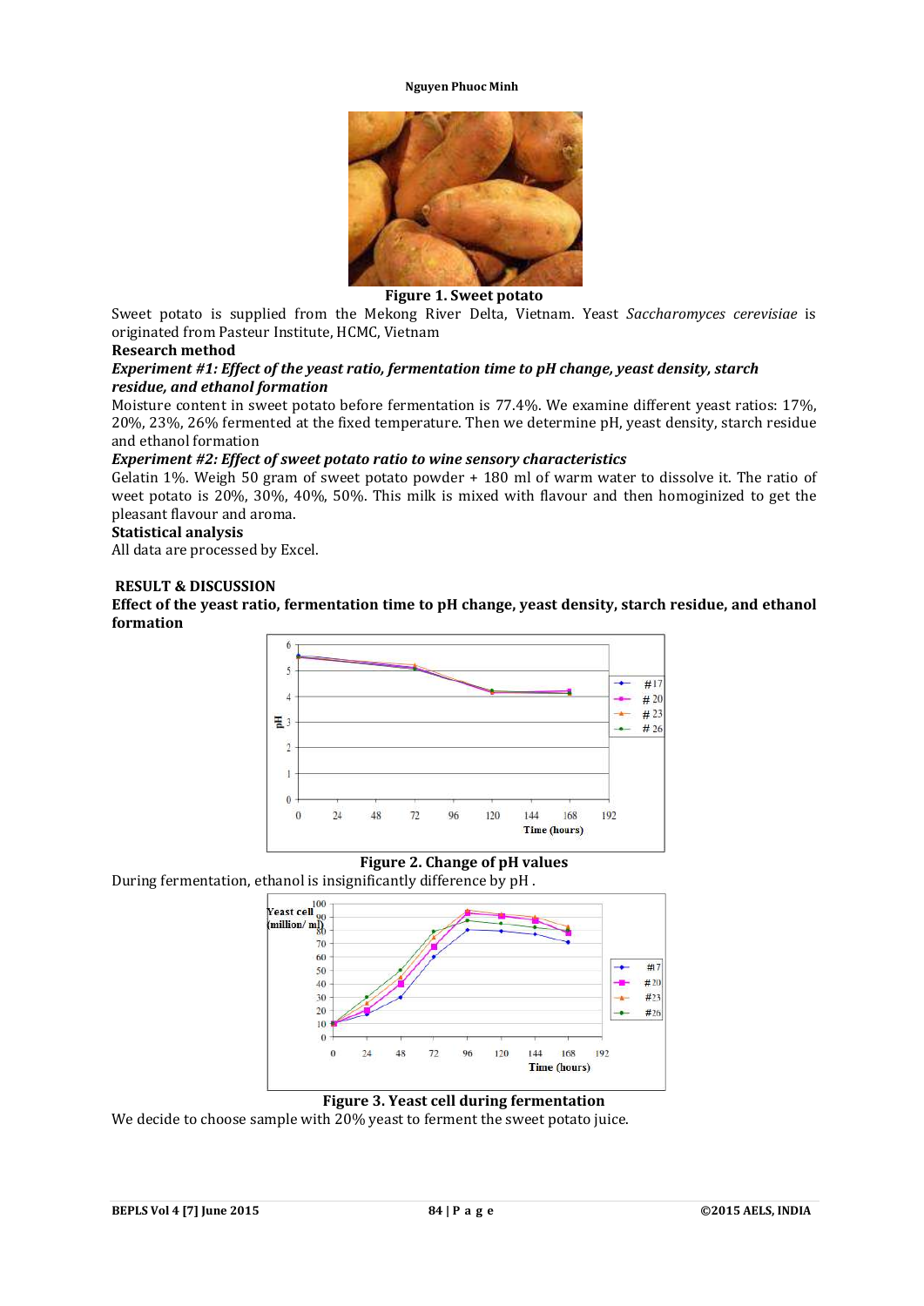Figure 1. Sweet potato

Sweet potato is supplied from the Mekong River Delta, Vietnam. Yeast *Saccharomyces cerevisiae* is originated from Pasteur Institute, HCMC, Vietnam

**Research method**

***Experiment #1: Effect of the yeast ratio, fermentation time to pH change, yeast density, starch residue, and ethanol formation***

Moisture content in sweet potato before fermentation is 77.4%. We examine different yeast ratios: 17%, 20%, 23%, 26% fermented at the fixed temperature. Then we determine pH, yeast density, starch residue and ethanol formation

***Experiment #2: Effect of sweet potato ratio to wine sensory characteristics***

Gelatin 1%. Weigh 50 gram of sweet potato powder + 180 ml of warm water to dissolve it. The ratio of weet potato is 20%, 30%, 40%, 50%. This milk is mixed with flavour and then homoginized to get the pleasant flavour and aroma.

**Statistical analysis**

All data are processed by Excel.

## RESULT & DISCUSSION

**Effect of the yeast ratio, fermentation time to pH change, yeast density, starch residue, and ethanol formation**

Figure 2. Change of pH values

During fermentation, ethanol is insignificantly difference by pH .

Figure 3. Yeast cell during fermentation

We decide to choose sample with 20% yeast to ferment the sweet potato juice.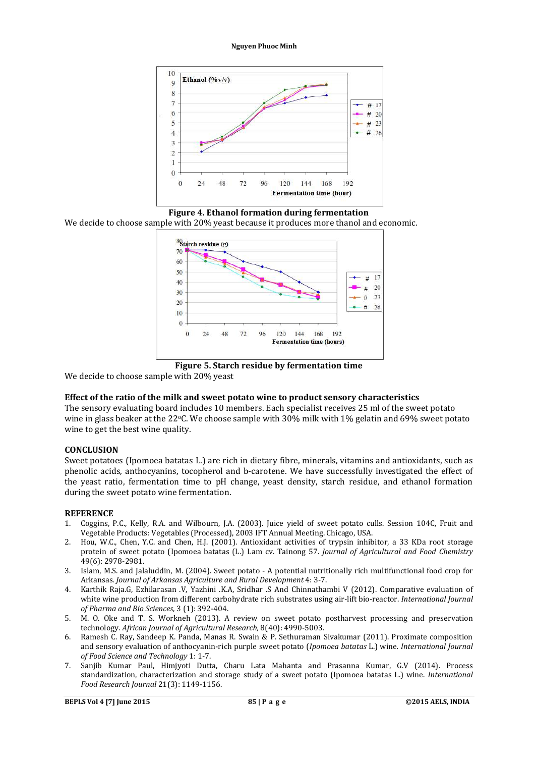**Figure 4. Ethanol formation during fermentation**

We decide to choose sample with 20% yeast because it produces more thanol and economic.

**Figure 5. Starch residue by fermentation time**

We decide to choose sample with 20% yeast

**Effect of the ratio of the milk and sweet potato wine to product sensory characteristics**

The sensory evaluating board includes 10 members. Each specialist receives 25 ml of the sweet potato wine in glass beaker at the 22°C. We choose sample with 30% milk with 1% gelatin and 69% sweet potato wine to get the best wine quality.

## CONCLUSION

Sweet potatoes (Ipomoea batatas L.) are rich in dietary fibre, minerals, vitamins and antioxidants, such as phenolic acids, anthocyanins, tocopherol and b-carotene. We have successfully investigated the effect of the yeast ratio, fermentation time to pH change, yeast density, starch residue, and ethanol formation during the sweet potato wine fermentation.

## REFERENCE

1. Coggins, P.C., Kelly, R.A. and Wilbourn, J.A. (2003). Juice yield of sweet potato culls. Session 104C, Fruit and Vegetable Products: Vegetables (Processed), 2003 IFT Annual Meeting. Chicago, USA.
2. Hou, W.C., Chen, Y.C. and Chen, H.J. (2001). Antioxidant activities of trypsin inhibitor, a 33 KDa root storage protein of sweet potato (Ipomoea batatas (L.) Lam cv. Tainong 57. *Journal of Agricultural and Food Chemistry* 49(6): 2978-2981.
3. Islam, M.S. and Jalaluddin, M. (2004). Sweet potato - A potential nutritionally rich multifunctional food crop for Arkansas. *Journal of Arkansas Agriculture and Rural Development* 4: 3-7.
4. Karthik Raja.G, Ezhilarasan .V, Yazhini .K.A, Sridhar .S And Chinnathambi V (2012). Comparative evaluation of white wine production from different carbohydrate rich substrates using air-lift bio-reactor. *International Journal of Pharma and Bio Sciences*, 3 (1): 392-404.
5. M. O. Oke and T. S. Workneh (2013). A review on sweet potato postharvest processing and preservation technology. *African Journal of Agricultural Research,* 8(40): 4990-5003.
6. Ramesh C. Ray, Sandeep K. Panda, Manas R. Swain & P. Sethuraman Sivakumar (2011). Proximate composition and sensory evaluation of anthocyanin-rich purple sweet potato (*Ipomoea batatas* L.) wine. *International Journal of Food Science and Technology* 1: 1-7.
7. Sanjib Kumar Paul, Himjyoti Dutta, Charu Lata Mahanta and Prasanna Kumar, G.V (2014). Process standardization, characterization and storage study of a sweet potato (Ipomoea batatas L.) wine. *International Food Research Journal* 21(3): 1149-1156.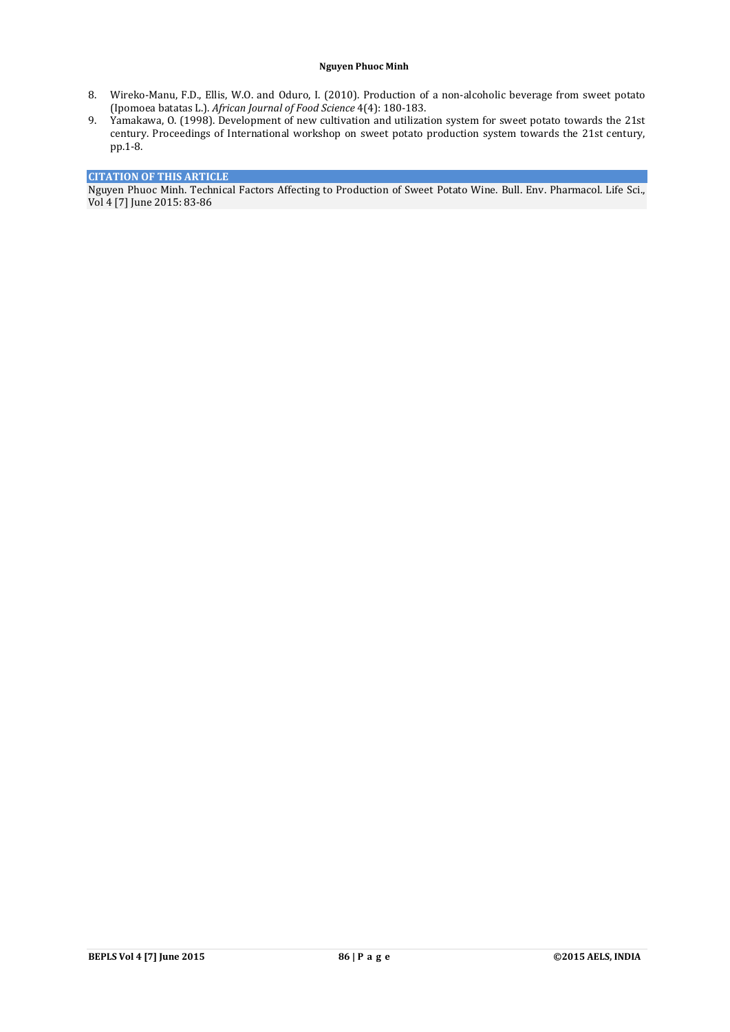8. Wireko-Manu, F.D., Ellis, W.O. and Oduro, I. (2010). Production of a non-alcoholic beverage from sweet potato (Ipomoea batatas L.). *African Journal of Food Science* 4(4): 180-183.
9. Yamakawa, O. (1998). Development of new cultivation and utilization system for sweet potato towards the 21st century. Proceedings of International workshop on sweet potato production system towards the 21st century, pp.1-8.

**CITATION OF THIS ARTICLE**

Nguyen Phuoc Minh. Technical Factors Affecting to Production of Sweet Potato Wine. Bull. Env. Pharmacol. Life Sci., Vol 4 [7] June 2015: 83-86